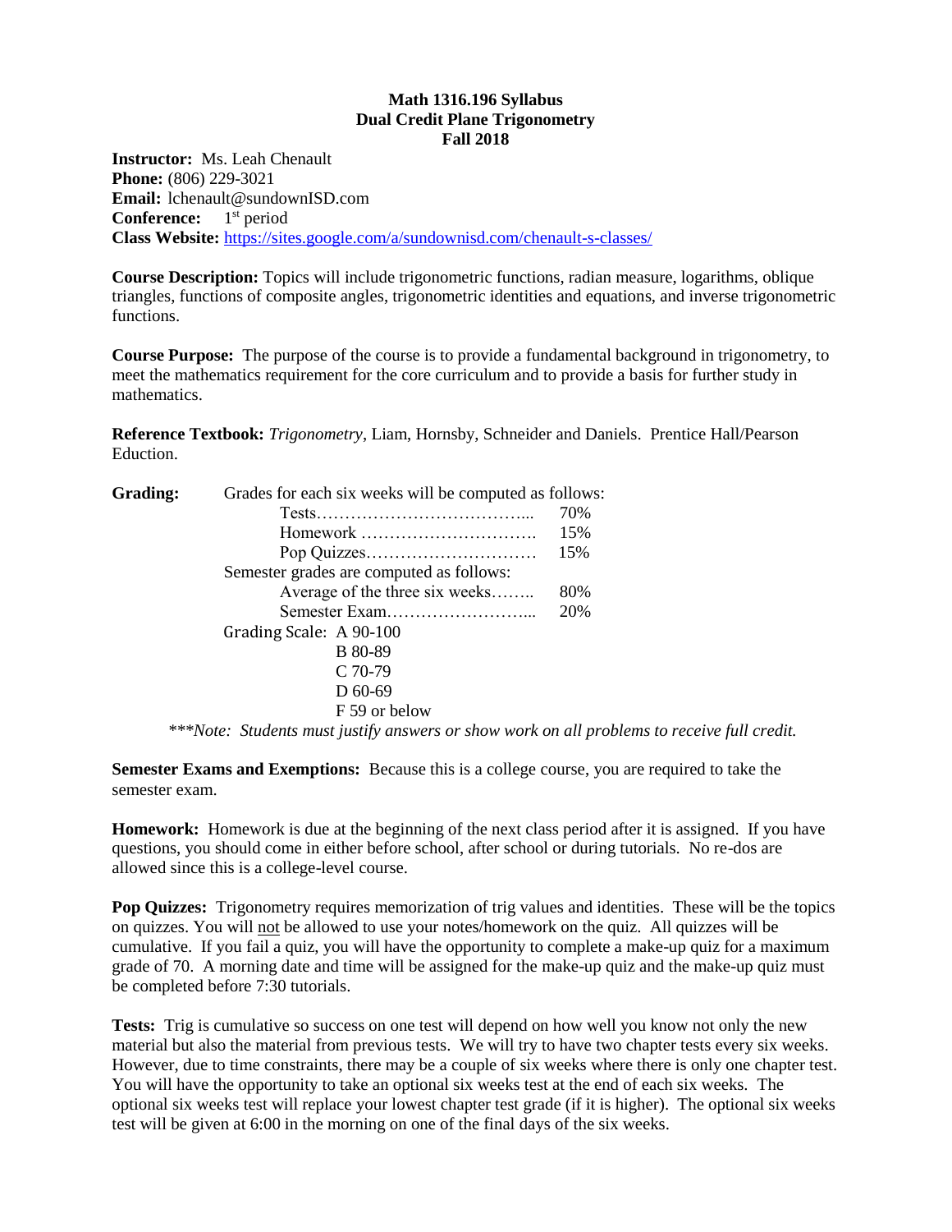**Math 1316.196 Syllabus**
**Dual Credit Plane Trigonometry**
**Fall 2018**

**Instructor:** Ms. Leah Chenault
**Phone:** (806) 229-3021
**Email:** lchenault@sundownISD.com
**Conference:** 1st period
**Class Website:** https://sites.google.com/a/sundownisd.com/chenault-s-classes/

**Course Description:** Topics will include trigonometric functions, radian measure, logarithms, oblique triangles, functions of composite angles, trigonometric identities and equations, and inverse trigonometric functions.

**Course Purpose:** The purpose of the course is to provide a fundamental background in trigonometry, to meet the mathematics requirement for the core curriculum and to provide a basis for further study in mathematics.

**Reference Textbook:** *Trigonometry*, Liam, Hornsby, Schneider and Daniels. Prentice Hall/Pearson Eduction.

**Grading:** Grades for each six weeks will be computed as follows:

| | |
|---|---|
| Tests | 70% |
| Homework | 15% |
| Pop Quizzes | 15% |

Semester grades are computed as follows:

| | |
|---|---|
| Average of the three six weeks | 80% |
| Semester Exam | 20% |

Grading Scale:
- A 90-100
- B 80-89
- C 70-79
- D 60-69
- F 59 or below

****Note: Students must justify answers or show work on all problems to receive full credit.*

**Semester Exams and Exemptions:** Because this is a college course, you are required to take the semester exam.

**Homework:** Homework is due at the beginning of the next class period after it is assigned. If you have questions, you should come in either before school, after school or during tutorials. No re-dos are allowed since this is a college-level course.

**Pop Quizzes:** Trigonometry requires memorization of trig values and identities. These will be the topics on quizzes. You will not be allowed to use your notes/homework on the quiz. All quizzes will be cumulative. If you fail a quiz, you will have the opportunity to complete a make-up quiz for a maximum grade of 70. A morning date and time will be assigned for the make-up quiz and the make-up quiz must be completed before 7:30 tutorials.

**Tests:** Trig is cumulative so success on one test will depend on how well you know not only the new material but also the material from previous tests. We will try to have two chapter tests every six weeks. However, due to time constraints, there may be a couple of six weeks where there is only one chapter test. You will have the opportunity to take an optional six weeks test at the end of each six weeks. The optional six weeks test will replace your lowest chapter test grade (if it is higher). The optional six weeks test will be given at 6:00 in the morning on one of the final days of the six weeks.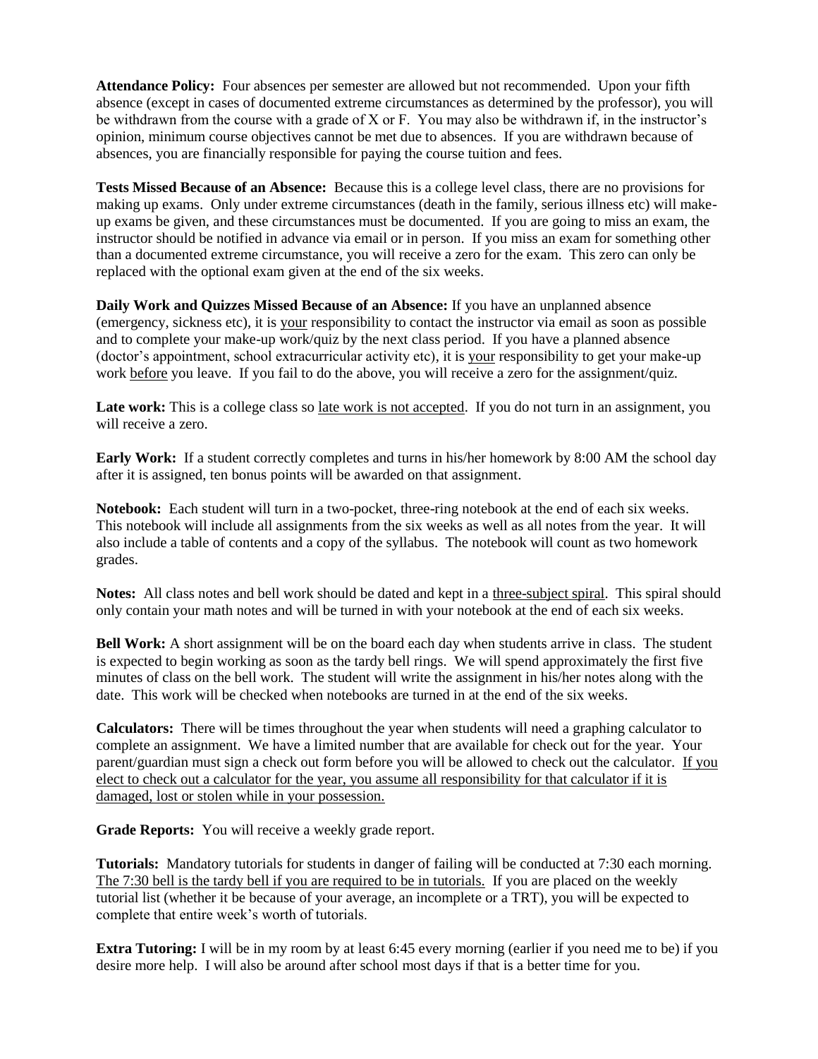**Attendance Policy:** Four absences per semester are allowed but not recommended. Upon your fifth absence (except in cases of documented extreme circumstances as determined by the professor), you will be withdrawn from the course with a grade of X or F. You may also be withdrawn if, in the instructor's opinion, minimum course objectives cannot be met due to absences. If you are withdrawn because of absences, you are financially responsible for paying the course tuition and fees.

**Tests Missed Because of an Absence:** Because this is a college level class, there are no provisions for making up exams. Only under extreme circumstances (death in the family, serious illness etc) will make-up exams be given, and these circumstances must be documented. If you are going to miss an exam, the instructor should be notified in advance via email or in person. If you miss an exam for something other than a documented extreme circumstance, you will receive a zero for the exam. This zero can only be replaced with the optional exam given at the end of the six weeks.

**Daily Work and Quizzes Missed Because of an Absence:** If you have an unplanned absence (emergency, sickness etc), it is <u>your</u> responsibility to contact the instructor via email as soon as possible and to complete your make-up work/quiz by the next class period. If you have a planned absence (doctor's appointment, school extracurricular activity etc), it is <u>your</u> responsibility to get your make-up work <u>before</u> you leave. If you fail to do the above, you will receive a zero for the assignment/quiz.

**Late work:** This is a college class so <u>late work is not accepted</u>. If you do not turn in an assignment, you will receive a zero.

**Early Work:** If a student correctly completes and turns in his/her homework by 8:00 AM the school day after it is assigned, ten bonus points will be awarded on that assignment.

**Notebook:** Each student will turn in a two-pocket, three-ring notebook at the end of each six weeks. This notebook will include all assignments from the six weeks as well as all notes from the year. It will also include a table of contents and a copy of the syllabus. The notebook will count as two homework grades.

**Notes:** All class notes and bell work should be dated and kept in a <u>three-subject spiral</u>. This spiral should only contain your math notes and will be turned in with your notebook at the end of each six weeks.

**Bell Work:** A short assignment will be on the board each day when students arrive in class. The student is expected to begin working as soon as the tardy bell rings. We will spend approximately the first five minutes of class on the bell work. The student will write the assignment in his/her notes along with the date. This work will be checked when notebooks are turned in at the end of the six weeks.

**Calculators:** There will be times throughout the year when students will need a graphing calculator to complete an assignment. We have a limited number that are available for check out for the year. Your parent/guardian must sign a check out form before you will be allowed to check out the calculator. <u>If you elect to check out a calculator for the year, you assume all responsibility for that calculator if it is damaged, lost or stolen while in your possession.</u>

**Grade Reports:** You will receive a weekly grade report.

**Tutorials:** Mandatory tutorials for students in danger of failing will be conducted at 7:30 each morning. <u>The 7:30 bell is the tardy bell if you are required to be in tutorials.</u> If you are placed on the weekly tutorial list (whether it be because of your average, an incomplete or a TRT), you will be expected to complete that entire week's worth of tutorials.

**Extra Tutoring:** I will be in my room by at least 6:45 every morning (earlier if you need me to be) if you desire more help. I will also be around after school most days if that is a better time for you.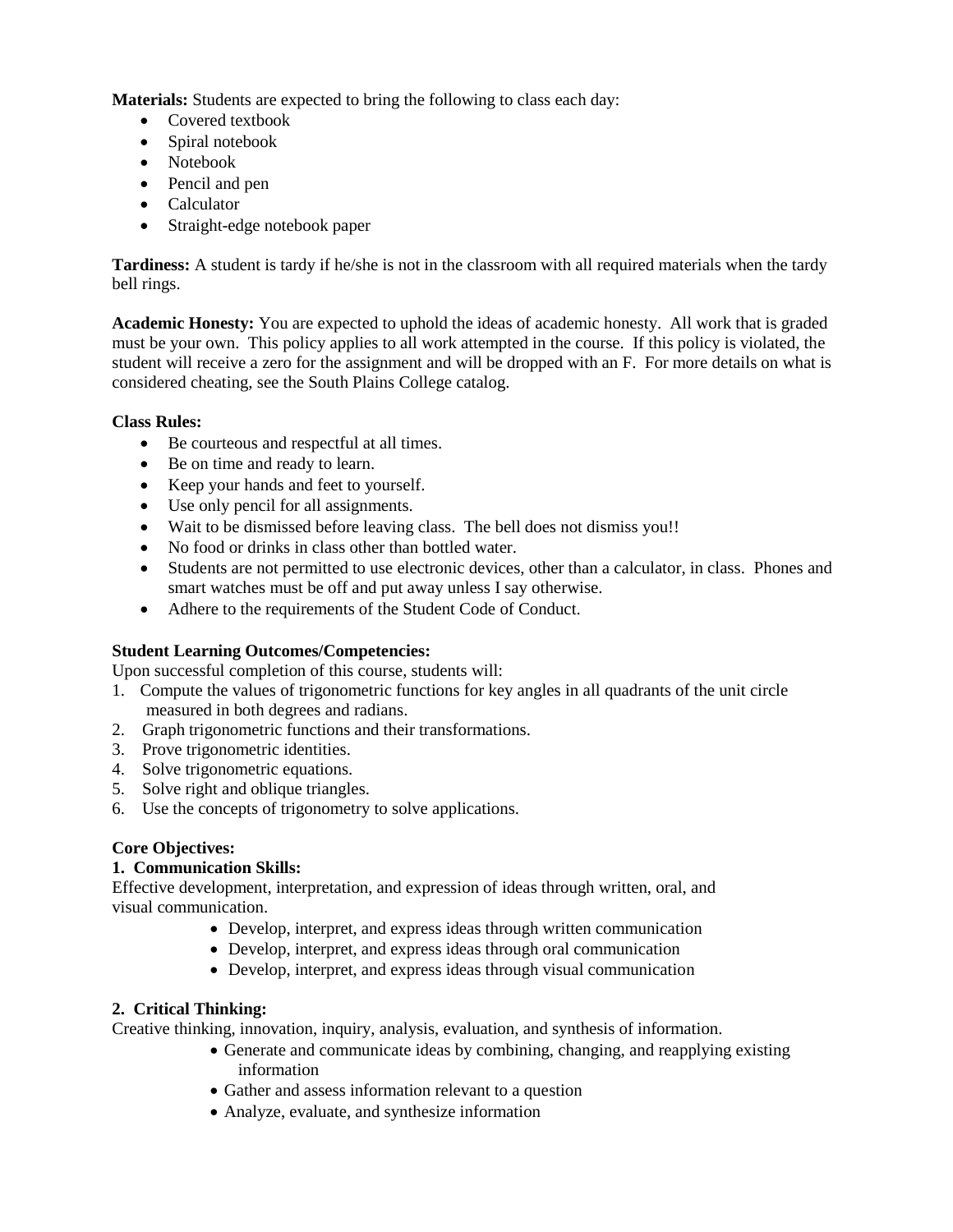**Materials:** Students are expected to bring the following to class each day:

- Covered textbook
- Spiral notebook
- Notebook
- Pencil and pen
- Calculator
- Straight-edge notebook paper

**Tardiness:** A student is tardy if he/she is not in the classroom with all required materials when the tardy bell rings.

**Academic Honesty:** You are expected to uphold the ideas of academic honesty. All work that is graded must be your own. This policy applies to all work attempted in the course. If this policy is violated, the student will receive a zero for the assignment and will be dropped with an F. For more details on what is considered cheating, see the South Plains College catalog.

**Class Rules:**

- Be courteous and respectful at all times.
- Be on time and ready to learn.
- Keep your hands and feet to yourself.
- Use only pencil for all assignments.
- Wait to be dismissed before leaving class. The bell does not dismiss you!!
- No food or drinks in class other than bottled water.
- Students are not permitted to use electronic devices, other than a calculator, in class. Phones and smart watches must be off and put away unless I say otherwise.
- Adhere to the requirements of the Student Code of Conduct.

**Student Learning Outcomes/Competencies:**

Upon successful completion of this course, students will:

1. Compute the values of trigonometric functions for key angles in all quadrants of the unit circle measured in both degrees and radians.
2. Graph trigonometric functions and their transformations.
3. Prove trigonometric identities.
4. Solve trigonometric equations.
5. Solve right and oblique triangles.
6. Use the concepts of trigonometry to solve applications.

**Core Objectives:**

**1. Communication Skills:**

Effective development, interpretation, and expression of ideas through written, oral, and visual communication.

- Develop, interpret, and express ideas through written communication
- Develop, interpret, and express ideas through oral communication
- Develop, interpret, and express ideas through visual communication

**2. Critical Thinking:**

Creative thinking, innovation, inquiry, analysis, evaluation, and synthesis of information.

- Generate and communicate ideas by combining, changing, and reapplying existing information
- Gather and assess information relevant to a question
- Analyze, evaluate, and synthesize information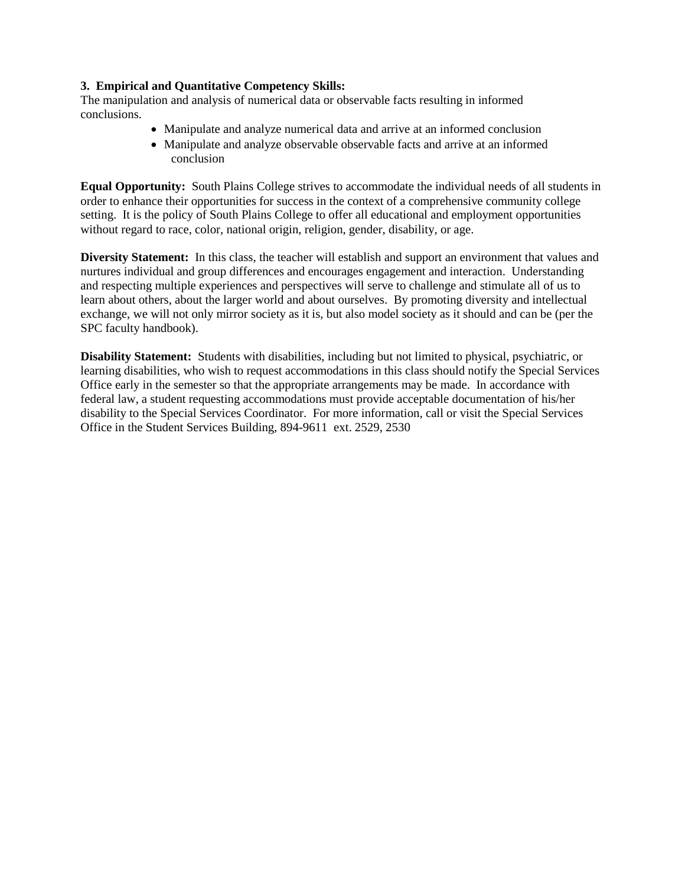**3. Empirical and Quantitative Competency Skills:**
The manipulation and analysis of numerical data or observable facts resulting in informed conclusions.

- Manipulate and analyze numerical data and arrive at an informed conclusion
- Manipulate and analyze observable observable facts and arrive at an informed conclusion

**Equal Opportunity:** South Plains College strives to accommodate the individual needs of all students in order to enhance their opportunities for success in the context of a comprehensive community college setting. It is the policy of South Plains College to offer all educational and employment opportunities without regard to race, color, national origin, religion, gender, disability, or age.

**Diversity Statement:** In this class, the teacher will establish and support an environment that values and nurtures individual and group differences and encourages engagement and interaction. Understanding and respecting multiple experiences and perspectives will serve to challenge and stimulate all of us to learn about others, about the larger world and about ourselves. By promoting diversity and intellectual exchange, we will not only mirror society as it is, but also model society as it should and can be (per the SPC faculty handbook).

**Disability Statement:** Students with disabilities, including but not limited to physical, psychiatric, or learning disabilities, who wish to request accommodations in this class should notify the Special Services Office early in the semester so that the appropriate arrangements may be made. In accordance with federal law, a student requesting accommodations must provide acceptable documentation of his/her disability to the Special Services Coordinator. For more information, call or visit the Special Services Office in the Student Services Building, 894-9611 ext. 2529, 2530